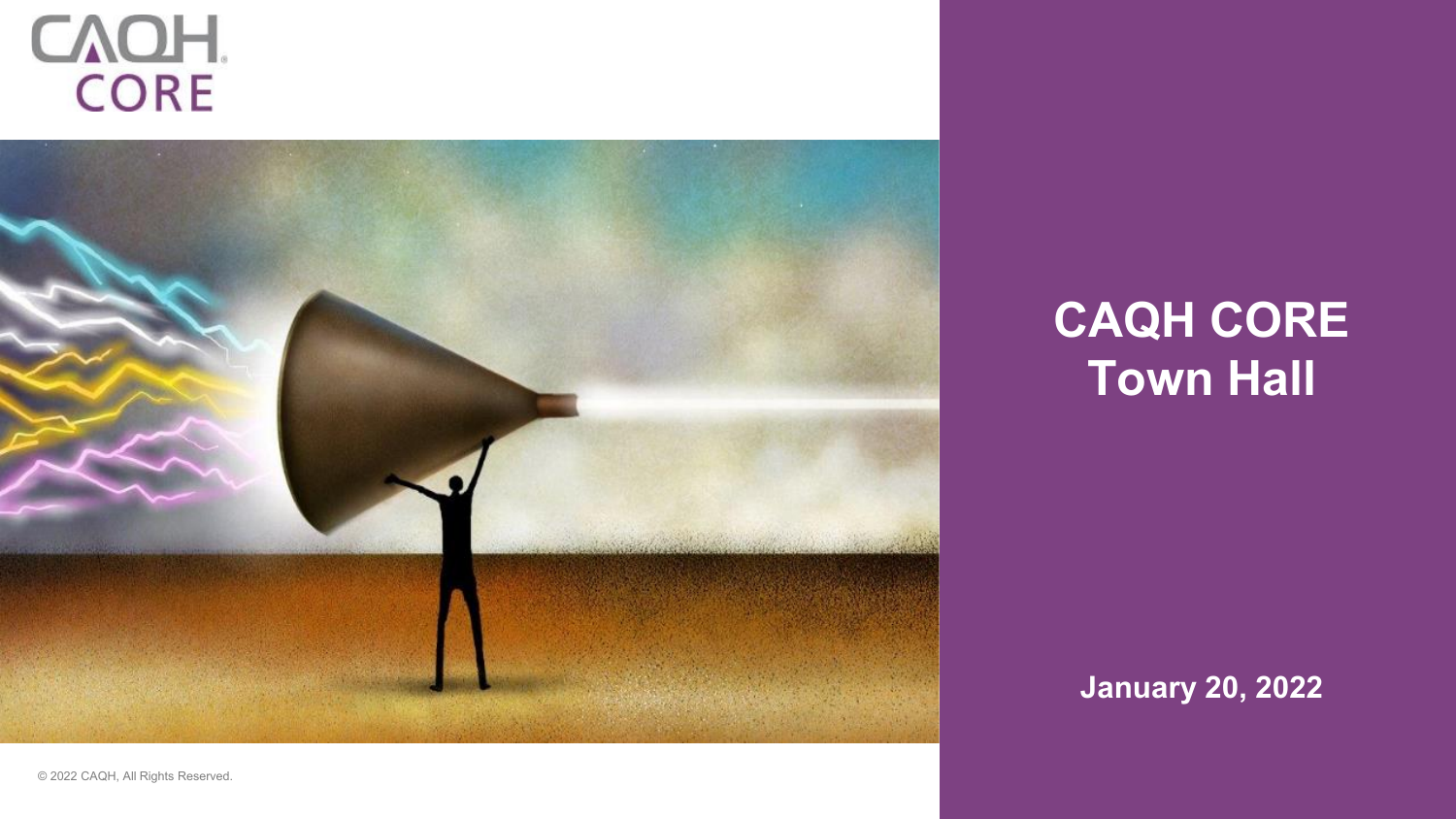# CAQH CORE Town Hall

**January 20, 2022**

© 2022 CAQH, All Rights Reserved.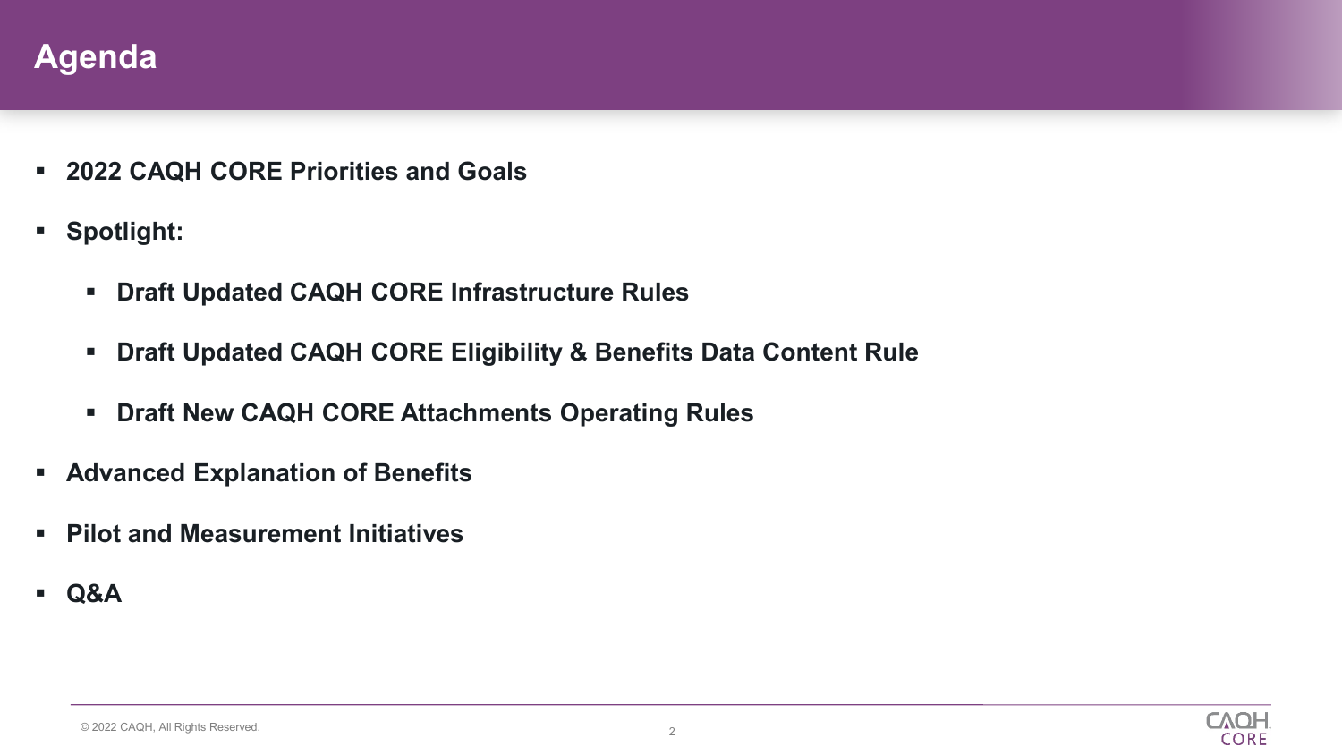# Agenda

- **2022 CAQH CORE Priorities and Goals**
- **Spotlight:**
  - **Draft Updated CAQH CORE Infrastructure Rules**
  - **Draft Updated CAQH CORE Eligibility & Benefits Data Content Rule**
  - **Draft New CAQH CORE Attachments Operating Rules**
- **Advanced Explanation of Benefits**
- **Pilot and Measurement Initiatives**
- **Q&A**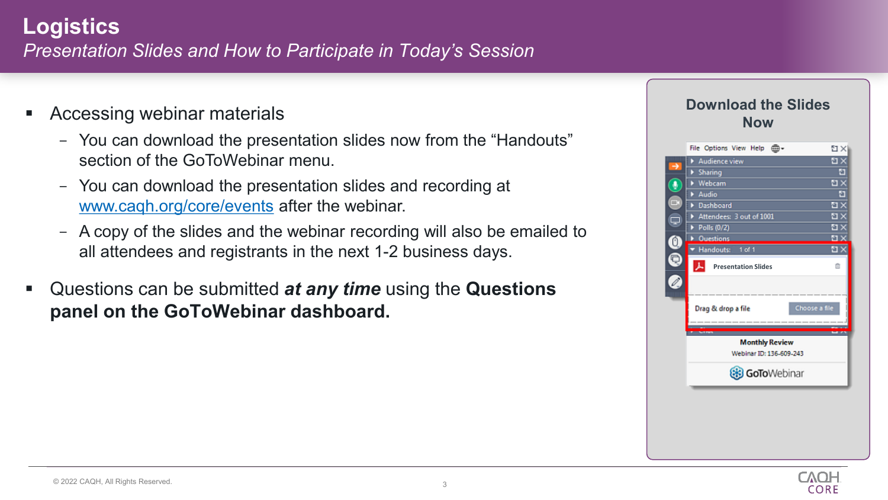# Logistics

*Presentation Slides and How to Participate in Today's Session*

- Accessing webinar materials
  - You can download the presentation slides now from the "Handouts" section of the GoToWebinar menu.
  - You can download the presentation slides and recording at www.caqh.org/core/events after the webinar.
  - A copy of the slides and the webinar recording will also be emailed to all attendees and registrants in the next 1-2 business days.
- Questions can be submitted ***at any time*** using the **Questions panel on the GoToWebinar dashboard.**

## Download the Slides Now

© 2022 CAQH, All Rights Reserved.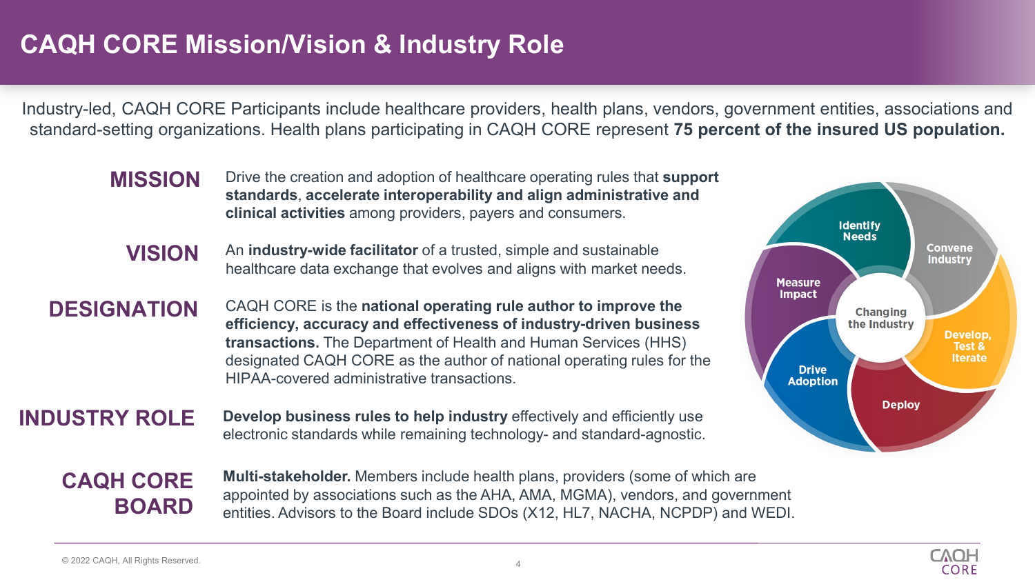# CAQH CORE Mission/Vision & Industry Role

Industry-led, CAQH CORE Participants include healthcare providers, health plans, vendors, government entities, associations and standard-setting organizations. Health plans participating in CAQH CORE represent **75 percent of the insured US population.**

**MISSION** Drive the creation and adoption of healthcare operating rules that **support standards**, **accelerate interoperability and align administrative and clinical activities** among providers, payers and consumers.

**VISION** An **industry-wide facilitator** of a trusted, simple and sustainable healthcare data exchange that evolves and aligns with market needs.

**DESIGNATION** CAQH CORE is the **national operating rule author to improve the efficiency, accuracy and effectiveness of industry-driven business transactions.** The Department of Health and Human Services (HHS) designated CAQH CORE as the author of national operating rules for the HIPAA-covered administrative transactions.

**INDUSTRY ROLE** **Develop business rules to help industry** effectively and efficiently use electronic standards while remaining technology- and standard-agnostic.

**CAQH CORE BOARD** **Multi-stakeholder.** Members include health plans, providers (some of which are appointed by associations such as the AHA, AMA, MGMA), vendors, and government entities. Advisors to the Board include SDOs (X12, HL7, NACHA, NCPDP) and WEDI.

Changing the Industry: Identify Needs → Convene Industry → Develop, Test & Iterate → Deploy → Drive Adoption → Measure Impact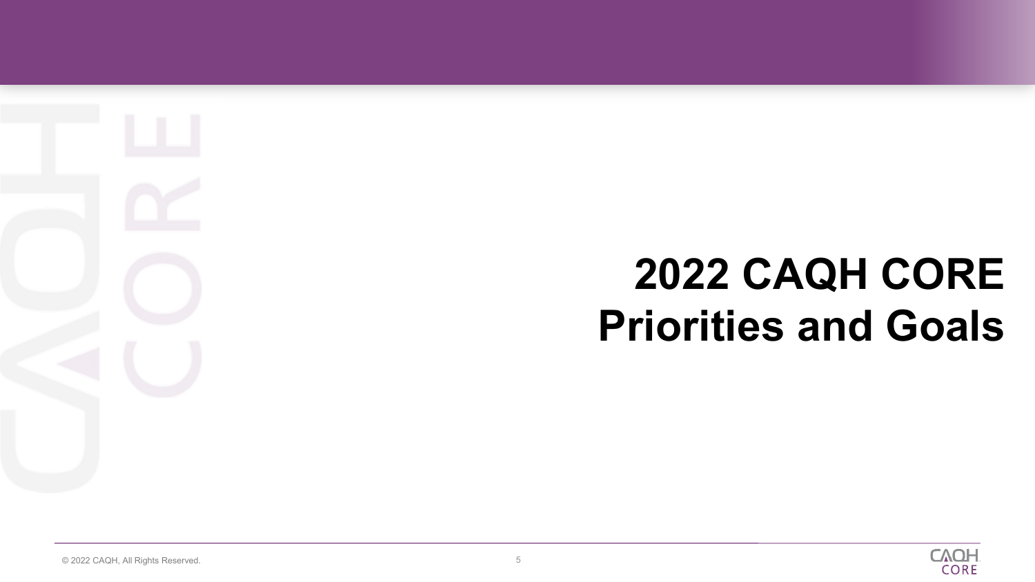# 2022 CAQH CORE Priorities and Goals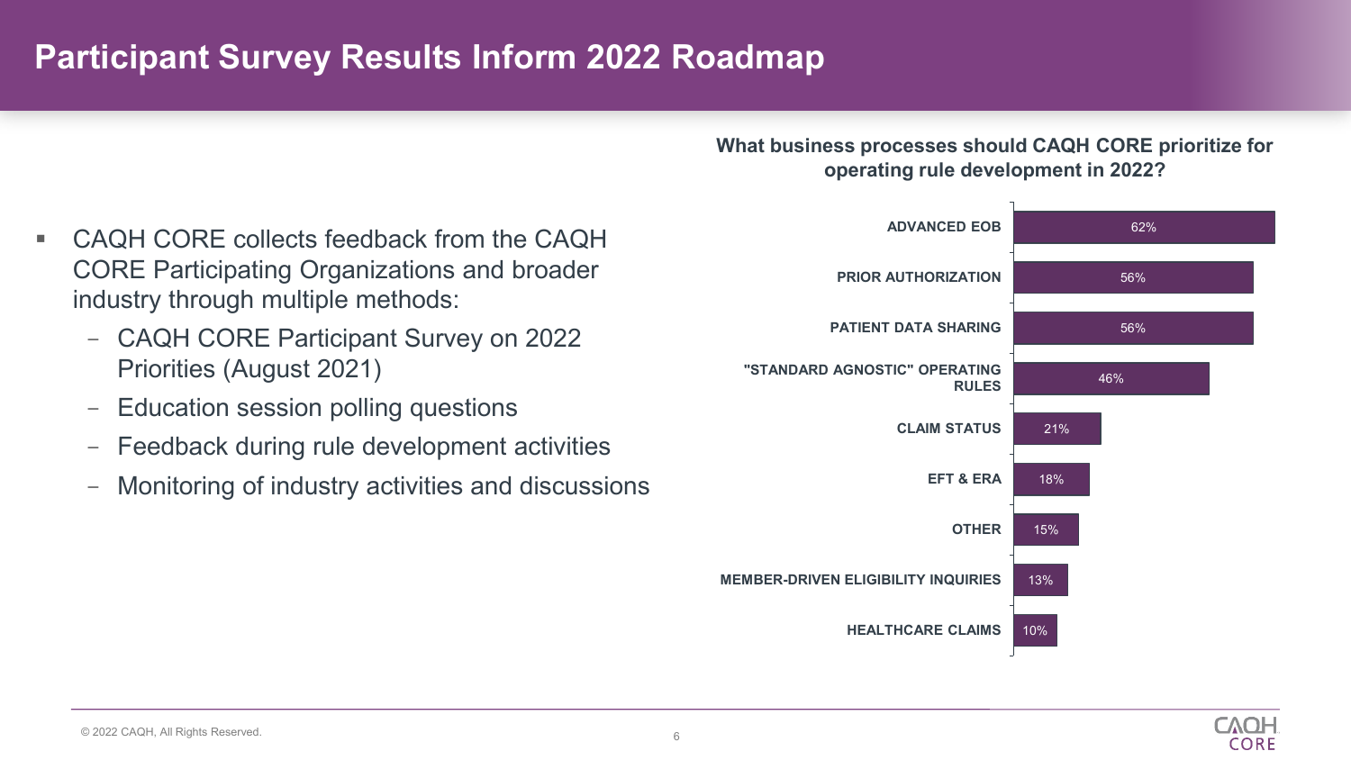# Participant Survey Results Inform 2022 Roadmap

- CAQH CORE collects feedback from the CAQH CORE Participating Organizations and broader industry through multiple methods:
  - CAQH CORE Participant Survey on 2022 Priorities (August 2021)
  - Education session polling questions
  - Feedback during rule development activities
  - Monitoring of industry activities and discussions

**What business processes should CAQH CORE prioritize for operating rule development in 2022?**

| Business Process | Percentage |
| --- | --- |
| ADVANCED EOB | 62% |
| PRIOR AUTHORIZATION | 56% |
| PATIENT DATA SHARING | 56% |
| "STANDARD AGNOSTIC" OPERATING RULES | 46% |
| CLAIM STATUS | 21% |
| EFT & ERA | 18% |
| OTHER | 15% |
| MEMBER-DRIVEN ELIGIBILITY INQUIRIES | 13% |
| HEALTHCARE CLAIMS | 10% |

© 2022 CAQH, All Rights Reserved.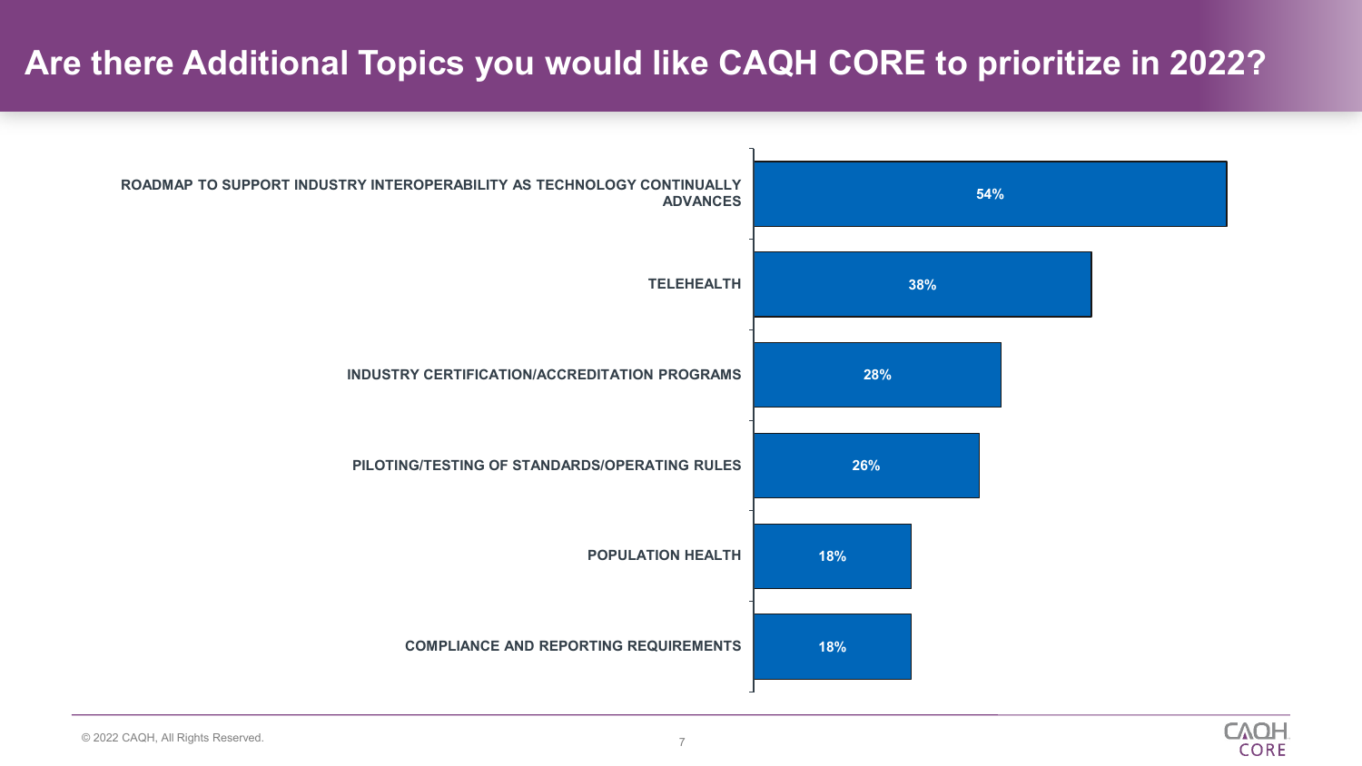# Are there Additional Topics you would like CAQH CORE to prioritize in 2022?

| Topic | Percentage |
| --- | --- |
| ROADMAP TO SUPPORT INDUSTRY INTEROPERABILITY AS TECHNOLOGY CONTINUALLY ADVANCES | 54% |
| TELEHEALTH | 38% |
| INDUSTRY CERTIFICATION/ACCREDITATION PROGRAMS | 28% |
| PILOTING/TESTING OF STANDARDS/OPERATING RULES | 26% |
| POPULATION HEALTH | 18% |
| COMPLIANCE AND REPORTING REQUIREMENTS | 18% |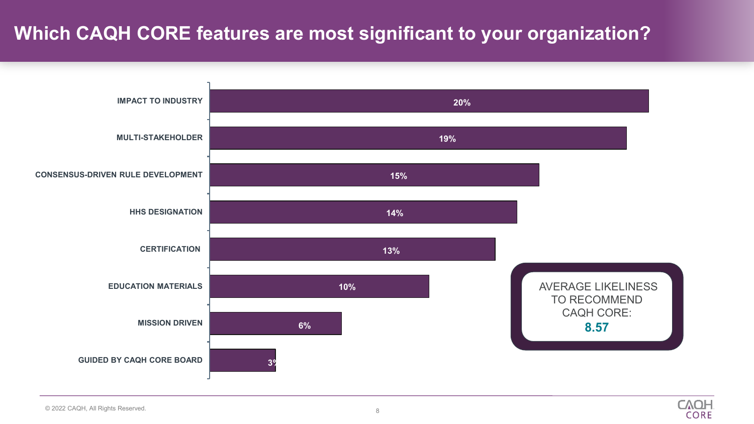# Which CAQH CORE features are most significant to your organization?

| Feature | Percentage |
| --- | --- |
| IMPACT TO INDUSTRY | 20% |
| MULTI-STAKEHOLDER | 19% |
| CONSENSUS-DRIVEN RULE DEVELOPMENT | 15% |
| HHS DESIGNATION | 14% |
| CERTIFICATION | 13% |
| EDUCATION MATERIALS | 10% |
| MISSION DRIVEN | 6% |
| GUIDED BY CAQH CORE BOARD | 3% |

AVERAGE LIKELINESS TO RECOMMEND CAQH CORE:
**8.57**

© 2022 CAQH, All Rights Reserved.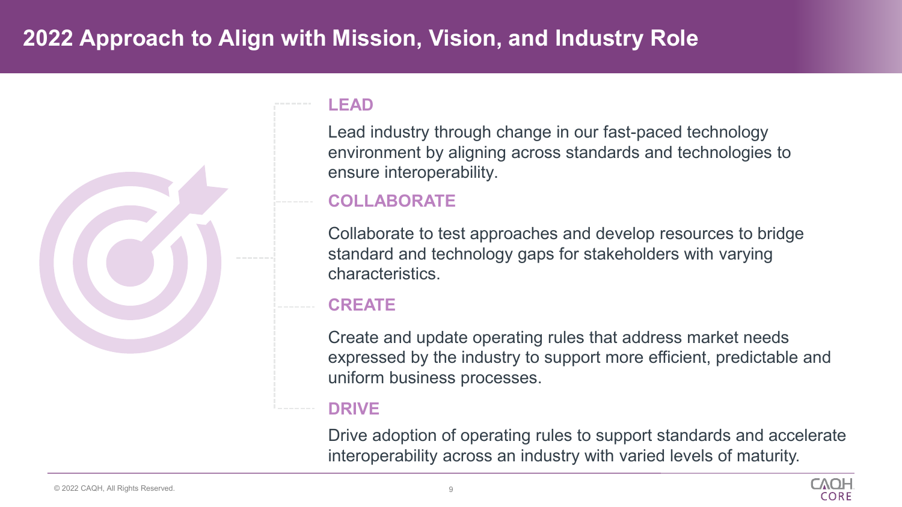# 2022 Approach to Align with Mission, Vision, and Industry Role

## LEAD

Lead industry through change in our fast-paced technology environment by aligning across standards and technologies to ensure interoperability.

## COLLABORATE

Collaborate to test approaches and develop resources to bridge standard and technology gaps for stakeholders with varying characteristics.

## CREATE

Create and update operating rules that address market needs expressed by the industry to support more efficient, predictable and uniform business processes.

## DRIVE

Drive adoption of operating rules to support standards and accelerate interoperability across an industry with varied levels of maturity.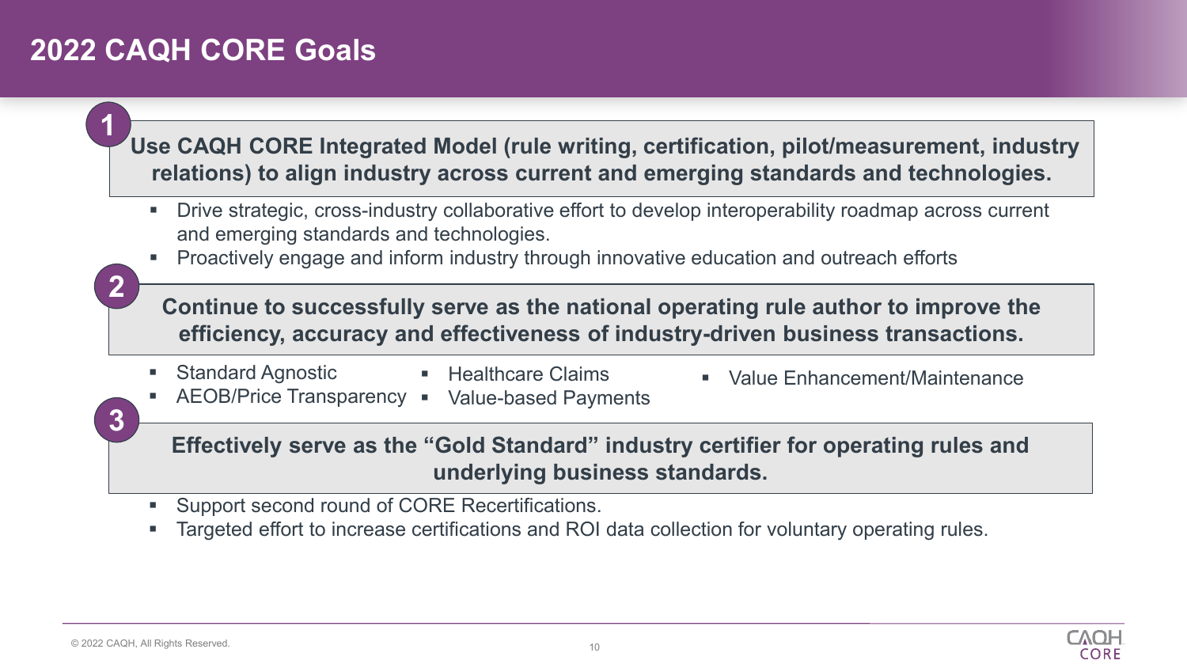# 2022 CAQH CORE Goals

**1. Use CAQH CORE Integrated Model (rule writing, certification, pilot/measurement, industry relations) to align industry across current and emerging standards and technologies.**

- Drive strategic, cross-industry collaborative effort to develop interoperability roadmap across current and emerging standards and technologies.
- Proactively engage and inform industry through innovative education and outreach efforts

**2. Continue to successfully serve as the national operating rule author to improve the efficiency, accuracy and effectiveness of industry-driven business transactions.**

- Standard Agnostic
- AEOB/Price Transparency
- Healthcare Claims
- Value-based Payments
- Value Enhancement/Maintenance

**3. Effectively serve as the "Gold Standard" industry certifier for operating rules and underlying business standards.**

- Support second round of CORE Recertifications.
- Targeted effort to increase certifications and ROI data collection for voluntary operating rules.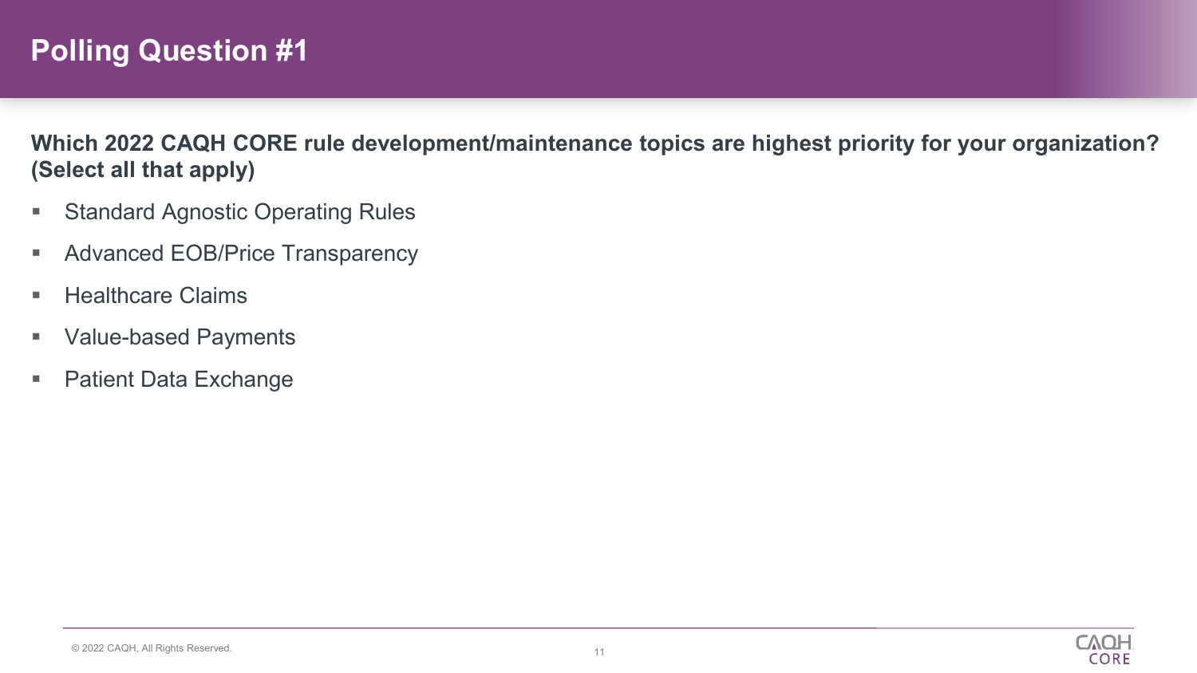# Polling Question #1

**Which 2022 CAQH CORE rule development/maintenance topics are highest priority for your organization? (Select all that apply)**

- Standard Agnostic Operating Rules
- Advanced EOB/Price Transparency
- Healthcare Claims
- Value-based Payments
- Patient Data Exchange

© 2022 CAQH, All Rights Reserved.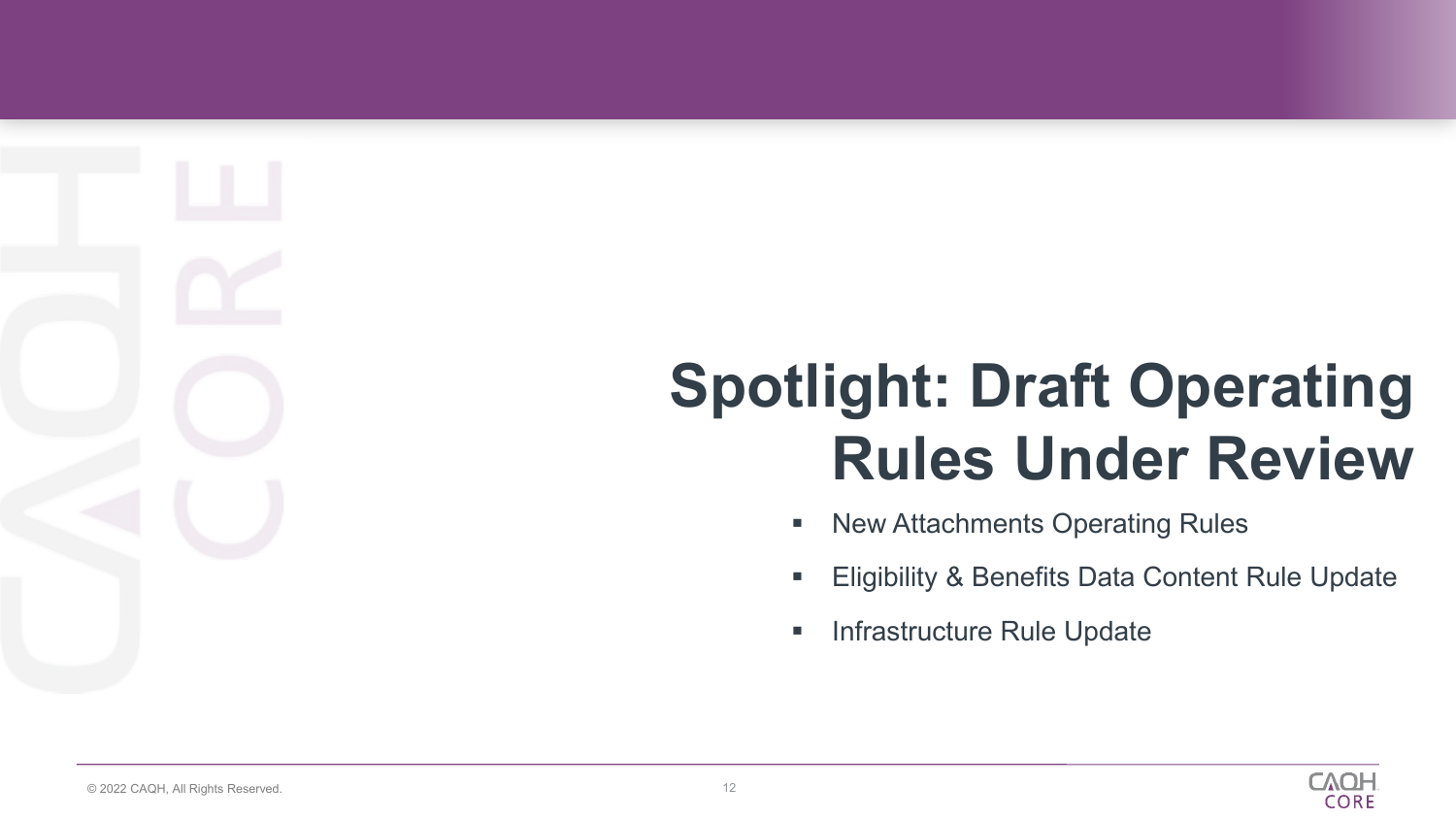# Spotlight: Draft Operating Rules Under Review

- New Attachments Operating Rules
- Eligibility & Benefits Data Content Rule Update
- Infrastructure Rule Update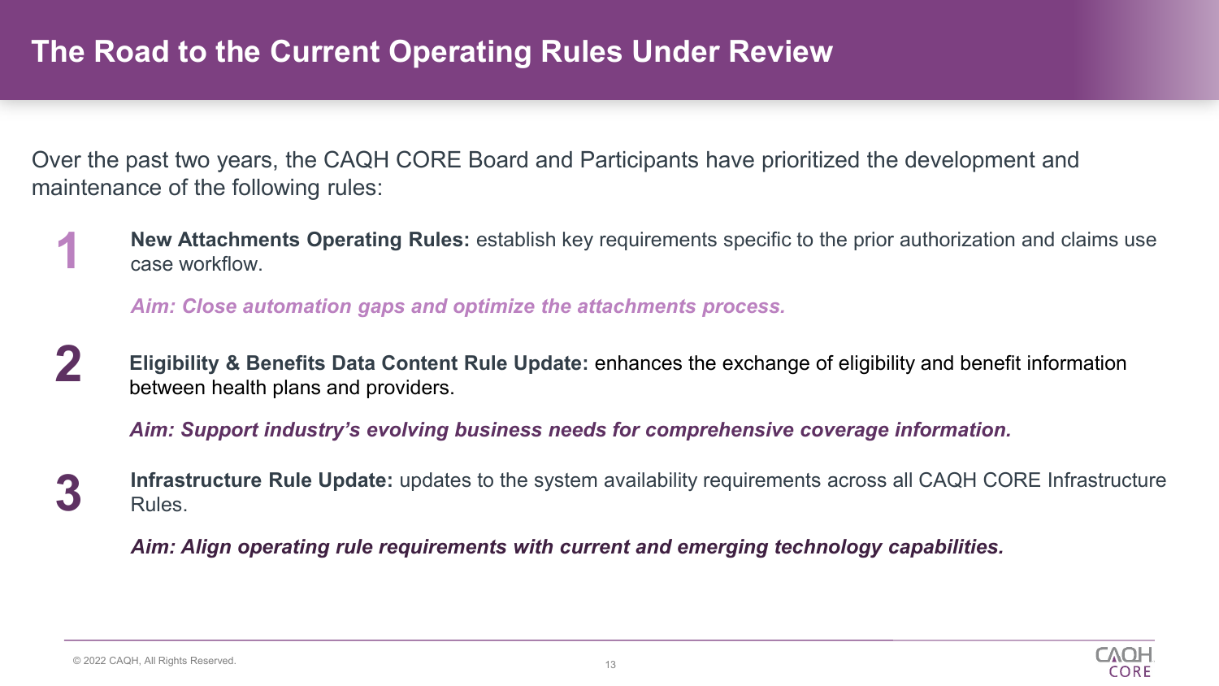# The Road to the Current Operating Rules Under Review

Over the past two years, the CAQH CORE Board and Participants have prioritized the development and maintenance of the following rules:

1. **New Attachments Operating Rules:** establish key requirements specific to the prior authorization and claims use case workflow.

   ***Aim: Close automation gaps and optimize the attachments process.***

2. **Eligibility & Benefits Data Content Rule Update:** enhances the exchange of eligibility and benefit information between health plans and providers.

   ***Aim: Support industry's evolving business needs for comprehensive coverage information.***

3. **Infrastructure Rule Update:** updates to the system availability requirements across all CAQH CORE Infrastructure Rules.

   ***Aim: Align operating rule requirements with current and emerging technology capabilities.***

© 2022 CAQH, All Rights Reserved.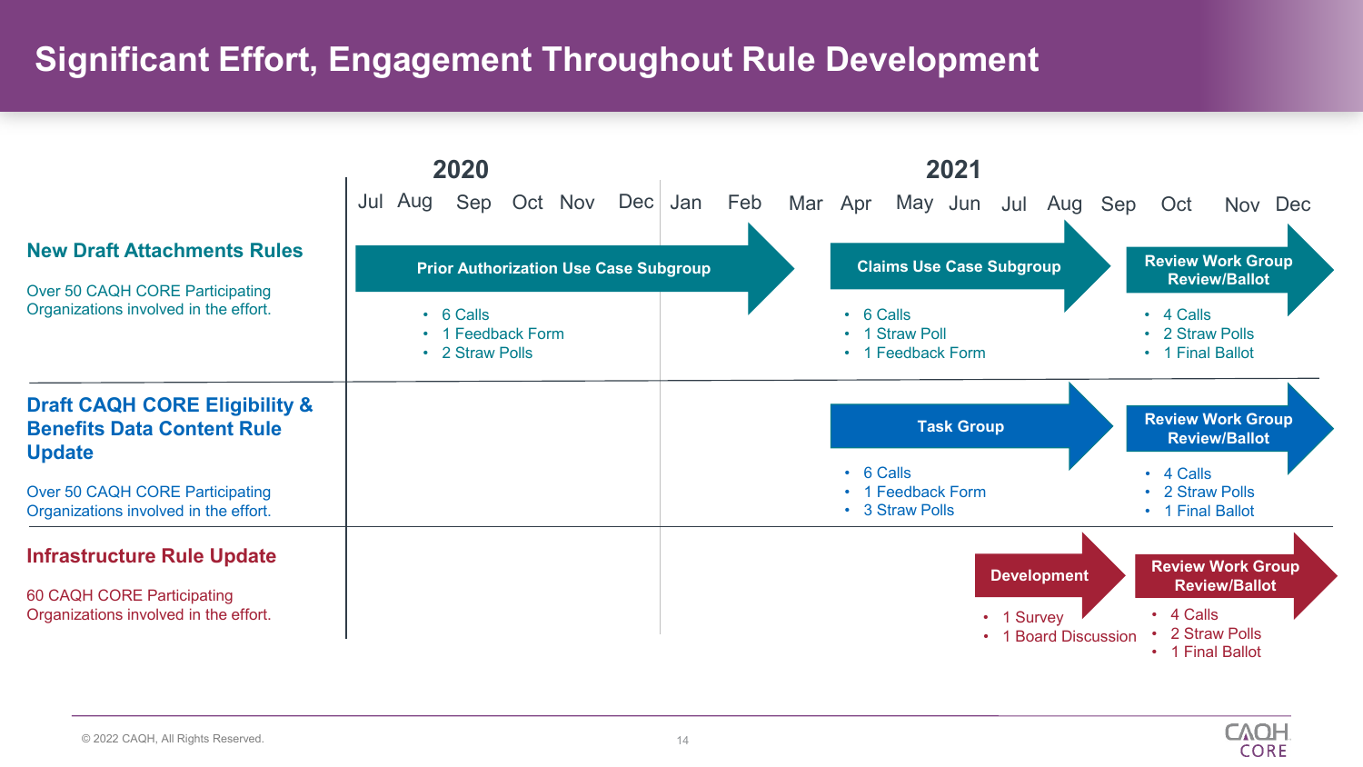# Significant Effort, Engagement Throughout Rule Development

**Timeline:** 2020 (Jul, Aug, Sep, Oct, Nov, Dec) – 2021 (Jan, Feb, Mar, Apr, May, Jun, Jul, Aug, Sep, Oct, Nov, Dec)

## New Draft Attachments Rules

Over 50 CAQH CORE Participating Organizations involved in the effort.

**Prior Authorization Use Case Subgroup** (Jul 2020 – Feb 2021)

- 6 Calls
- 1 Feedback Form
- 2 Straw Polls

**Claims Use Case Subgroup** (Apr 2021 – Aug 2021)

- 6 Calls
- 1 Straw Poll
- 1 Feedback Form

**Review Work Group Review/Ballot** (Oct 2021 – Dec 2021)

- 4 Calls
- 2 Straw Polls
- 1 Final Ballot

## Draft CAQH CORE Eligibility & Benefits Data Content Rule Update

Over 50 CAQH CORE Participating Organizations involved in the effort.

**Task Group** (Apr 2021 – Aug 2021)

- 6 Calls
- 1 Feedback Form
- 3 Straw Polls

**Review Work Group Review/Ballot** (Oct 2021 – Dec 2021)

- 4 Calls
- 2 Straw Polls
- 1 Final Ballot

## Infrastructure Rule Update

60 CAQH CORE Participating Organizations involved in the effort.

**Development** (Jul 2021 – Sep 2021)

- 1 Survey
- 1 Board Discussion

**Review Work Group Review/Ballot** (Oct 2021 – Dec 2021)

- 4 Calls
- 2 Straw Polls
- 1 Final Ballot

© 2022 CAQH, All Rights Reserved.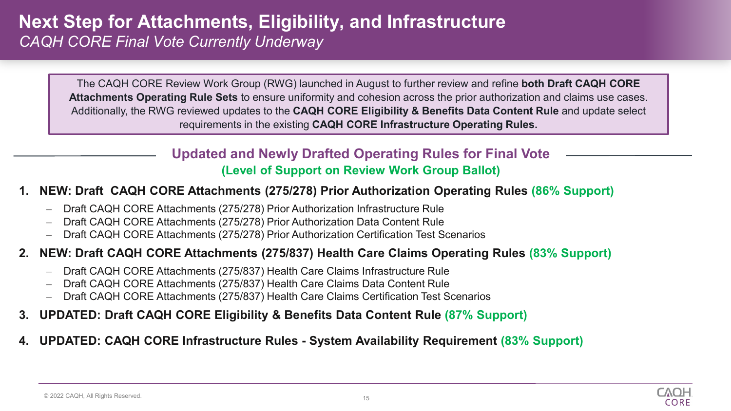# Next Step for Attachments, Eligibility, and Infrastructure

*CAQH CORE Final Vote Currently Underway*

The CAQH CORE Review Work Group (RWG) launched in August to further review and refine **both Draft CAQH CORE Attachments Operating Rule Sets** to ensure uniformity and cohesion across the prior authorization and claims use cases. Additionally, the RWG reviewed updates to the **CAQH CORE Eligibility & Benefits Data Content Rule** and update select requirements in the existing **CAQH CORE Infrastructure Operating Rules.**

## Updated and Newly Drafted Operating Rules for Final Vote

**(Level of Support on Review Work Group Ballot)**

1. **NEW: Draft CAQH CORE Attachments (275/278) Prior Authorization Operating Rules (86% Support)**
   - Draft CAQH CORE Attachments (275/278) Prior Authorization Infrastructure Rule
   - Draft CAQH CORE Attachments (275/278) Prior Authorization Data Content Rule
   - Draft CAQH CORE Attachments (275/278) Prior Authorization Certification Test Scenarios
2. **NEW: Draft CAQH CORE Attachments (275/837) Health Care Claims Operating Rules (83% Support)**
   - Draft CAQH CORE Attachments (275/837) Health Care Claims Infrastructure Rule
   - Draft CAQH CORE Attachments (275/837) Health Care Claims Data Content Rule
   - Draft CAQH CORE Attachments (275/837) Health Care Claims Certification Test Scenarios
3. **UPDATED: Draft CAQH CORE Eligibility & Benefits Data Content Rule (87% Support)**
4. **UPDATED: CAQH CORE Infrastructure Rules - System Availability Requirement (83% Support)**

© 2022 CAQH, All Rights Reserved.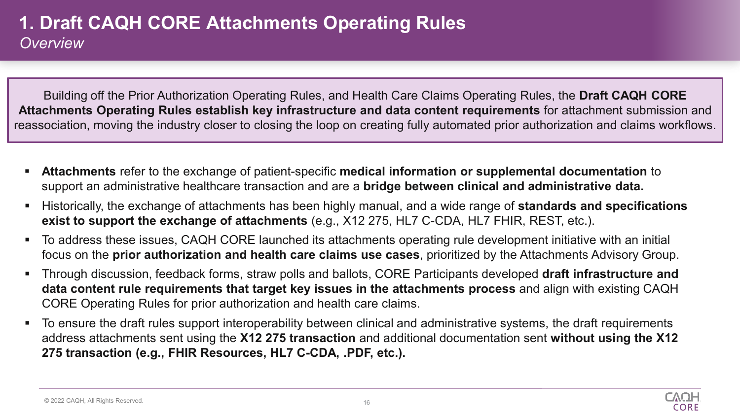# 1. Draft CAQH CORE Attachments Operating Rules

*Overview*

Building off the Prior Authorization Operating Rules, and Health Care Claims Operating Rules, the **Draft CAQH CORE Attachments Operating Rules establish key infrastructure and data content requirements** for attachment submission and reassociation, moving the industry closer to closing the loop on creating fully automated prior authorization and claims workflows.

- **Attachments** refer to the exchange of patient-specific **medical information or supplemental documentation** to support an administrative healthcare transaction and are a **bridge between clinical and administrative data.**
- Historically, the exchange of attachments has been highly manual, and a wide range of **standards and specifications exist to support the exchange of attachments** (e.g., X12 275, HL7 C-CDA, HL7 FHIR, REST, etc.).
- To address these issues, CAQH CORE launched its attachments operating rule development initiative with an initial focus on the **prior authorization and health care claims use cases**, prioritized by the Attachments Advisory Group.
- Through discussion, feedback forms, straw polls and ballots, CORE Participants developed **draft infrastructure and data content rule requirements that target key issues in the attachments process** and align with existing CAQH CORE Operating Rules for prior authorization and health care claims.
- To ensure the draft rules support interoperability between clinical and administrative systems, the draft requirements address attachments sent using the **X12 275 transaction** and additional documentation sent **without using the X12 275 transaction (e.g., FHIR Resources, HL7 C-CDA, .PDF, etc.).**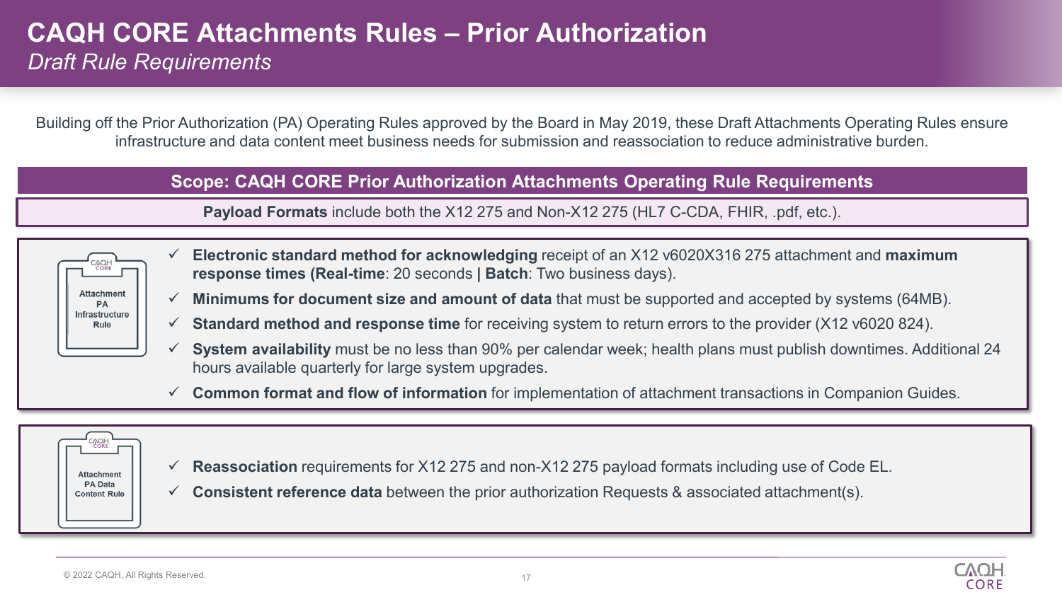# CAQH CORE Attachments Rules – Prior Authorization

*Draft Rule Requirements*

Building off the Prior Authorization (PA) Operating Rules approved by the Board in May 2019, these Draft Attachments Operating Rules ensure infrastructure and data content meet business needs for submission and reassociation to reduce administrative burden.

## Scope: CAQH CORE Prior Authorization Attachments Operating Rule Requirements

**Payload Formats** include both the X12 275 and Non-X12 275 (HL7 C-CDA, FHIR, .pdf, etc.).

### Attachment PA Infrastructure Rule

- ✓ **Electronic standard method for acknowledging** receipt of an X12 v6020X316 275 attachment and **maximum response times (Real-time**: 20 seconds **| Batch**: Two business days).
- ✓ **Minimums for document size and amount of data** that must be supported and accepted by systems (64MB).
- ✓ **Standard method and response time** for receiving system to return errors to the provider (X12 v6020 824).
- ✓ **System availability** must be no less than 90% per calendar week; health plans must publish downtimes. Additional 24 hours available quarterly for large system upgrades.
- ✓ **Common format and flow of information** for implementation of attachment transactions in Companion Guides.

### Attachment PA Data Content Rule

- ✓ **Reassociation** requirements for X12 275 and non-X12 275 payload formats including use of Code EL.
- ✓ **Consistent reference data** between the prior authorization Requests & associated attachment(s).

© 2022 CAQH, All Rights Reserved.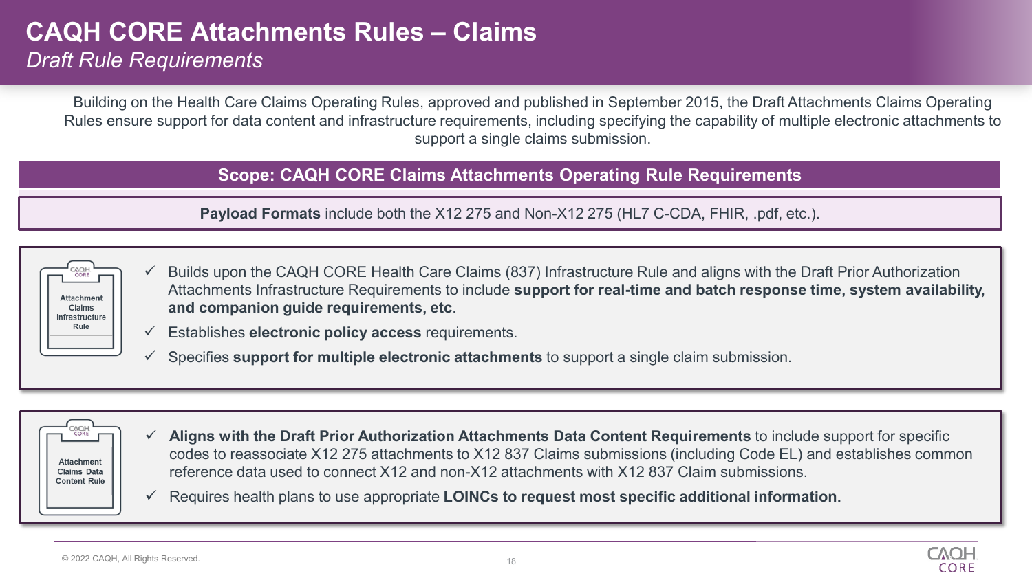# CAQH CORE Attachments Rules – Claims

*Draft Rule Requirements*

Building on the Health Care Claims Operating Rules, approved and published in September 2015, the Draft Attachments Claims Operating Rules ensure support for data content and infrastructure requirements, including specifying the capability of multiple electronic attachments to support a single claims submission.

## Scope: CAQH CORE Claims Attachments Operating Rule Requirements

**Payload Formats** include both the X12 275 and Non-X12 275 (HL7 C-CDA, FHIR, .pdf, etc.).

### Attachment Claims Infrastructure Rule

- ✓ Builds upon the CAQH CORE Health Care Claims (837) Infrastructure Rule and aligns with the Draft Prior Authorization Attachments Infrastructure Requirements to include **support for real-time and batch response time, system availability, and companion guide requirements, etc**.
- ✓ Establishes **electronic policy access** requirements.
- ✓ Specifies **support for multiple electronic attachments** to support a single claim submission.

### Attachment Claims Data Content Rule

- ✓ **Aligns with the Draft Prior Authorization Attachments Data Content Requirements** to include support for specific codes to reassociate X12 275 attachments to X12 837 Claims submissions (including Code EL) and establishes common reference data used to connect X12 and non-X12 attachments with X12 837 Claim submissions.
- ✓ Requires health plans to use appropriate **LOINCs to request most specific additional information.**

© 2022 CAQH, All Rights Reserved.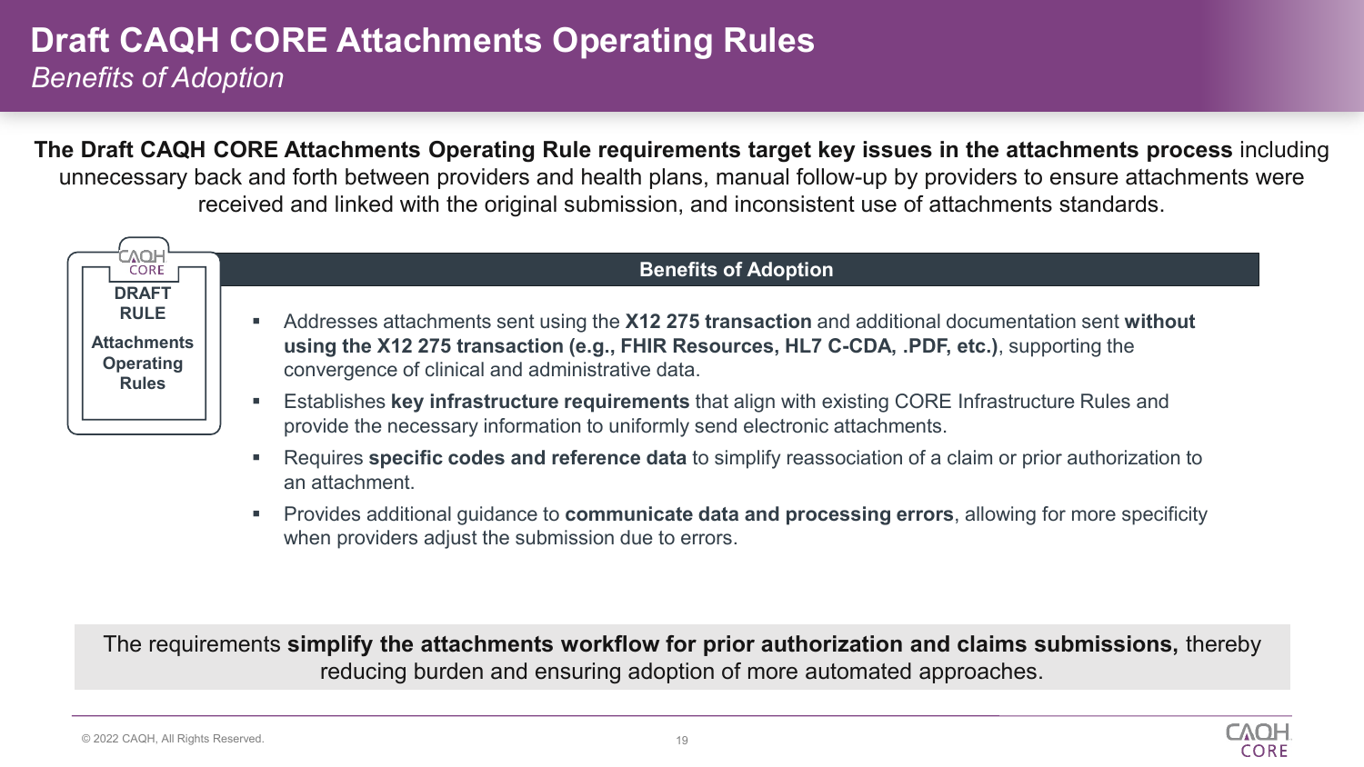# Draft CAQH CORE Attachments Operating Rules

*Benefits of Adoption*

**The Draft CAQH CORE Attachments Operating Rule requirements target key issues in the attachments process** including unnecessary back and forth between providers and health plans, manual follow-up by providers to ensure attachments were received and linked with the original submission, and inconsistent use of attachments standards.

**DRAFT RULE**

**Attachments Operating Rules**

## Benefits of Adoption

- Addresses attachments sent using the **X12 275 transaction** and additional documentation sent **without using the X12 275 transaction (e.g., FHIR Resources, HL7 C-CDA, .PDF, etc.)**, supporting the convergence of clinical and administrative data.
- Establishes **key infrastructure requirements** that align with existing CORE Infrastructure Rules and provide the necessary information to uniformly send electronic attachments.
- Requires **specific codes and reference data** to simplify reassociation of a claim or prior authorization to an attachment.
- Provides additional guidance to **communicate data and processing errors**, allowing for more specificity when providers adjust the submission due to errors.

The requirements **simplify the attachments workflow for prior authorization and claims submissions,** thereby reducing burden and ensuring adoption of more automated approaches.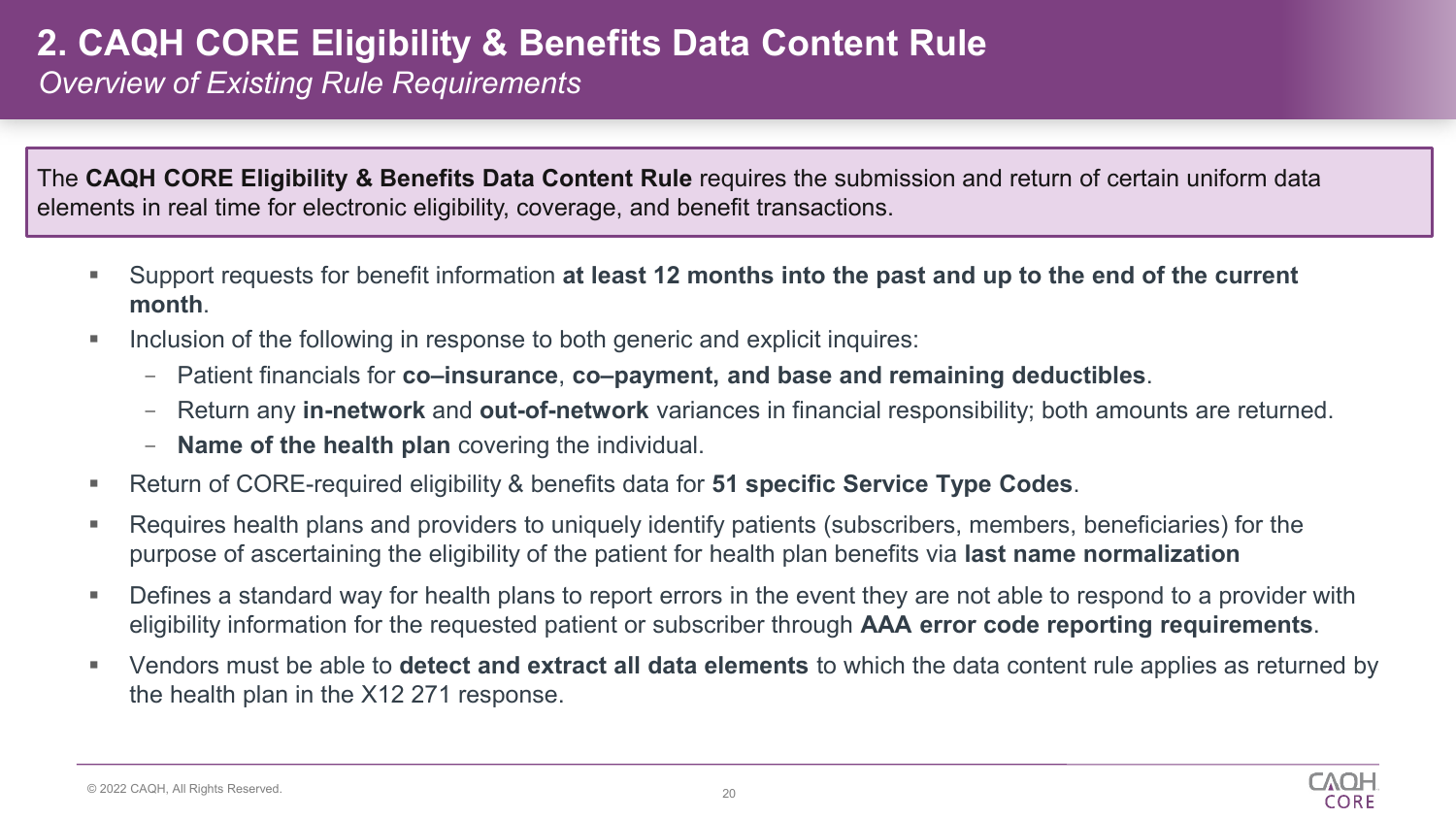# 2. CAQH CORE Eligibility & Benefits Data Content Rule

*Overview of Existing Rule Requirements*

The **CAQH CORE Eligibility & Benefits Data Content Rule** requires the submission and return of certain uniform data elements in real time for electronic eligibility, coverage, and benefit transactions.

- Support requests for benefit information **at least 12 months into the past and up to the end of the current month**.
- Inclusion of the following in response to both generic and explicit inquires:
  - Patient financials for **co–insurance**, **co–payment, and base and remaining deductibles**.
  - Return any **in-network** and **out-of-network** variances in financial responsibility; both amounts are returned.
  - **Name of the health plan** covering the individual.
- Return of CORE-required eligibility & benefits data for **51 specific Service Type Codes**.
- Requires health plans and providers to uniquely identify patients (subscribers, members, beneficiaries) for the purpose of ascertaining the eligibility of the patient for health plan benefits via **last name normalization**
- Defines a standard way for health plans to report errors in the event they are not able to respond to a provider with eligibility information for the requested patient or subscriber through **AAA error code reporting requirements**.
- Vendors must be able to **detect and extract all data elements** to which the data content rule applies as returned by the health plan in the X12 271 response.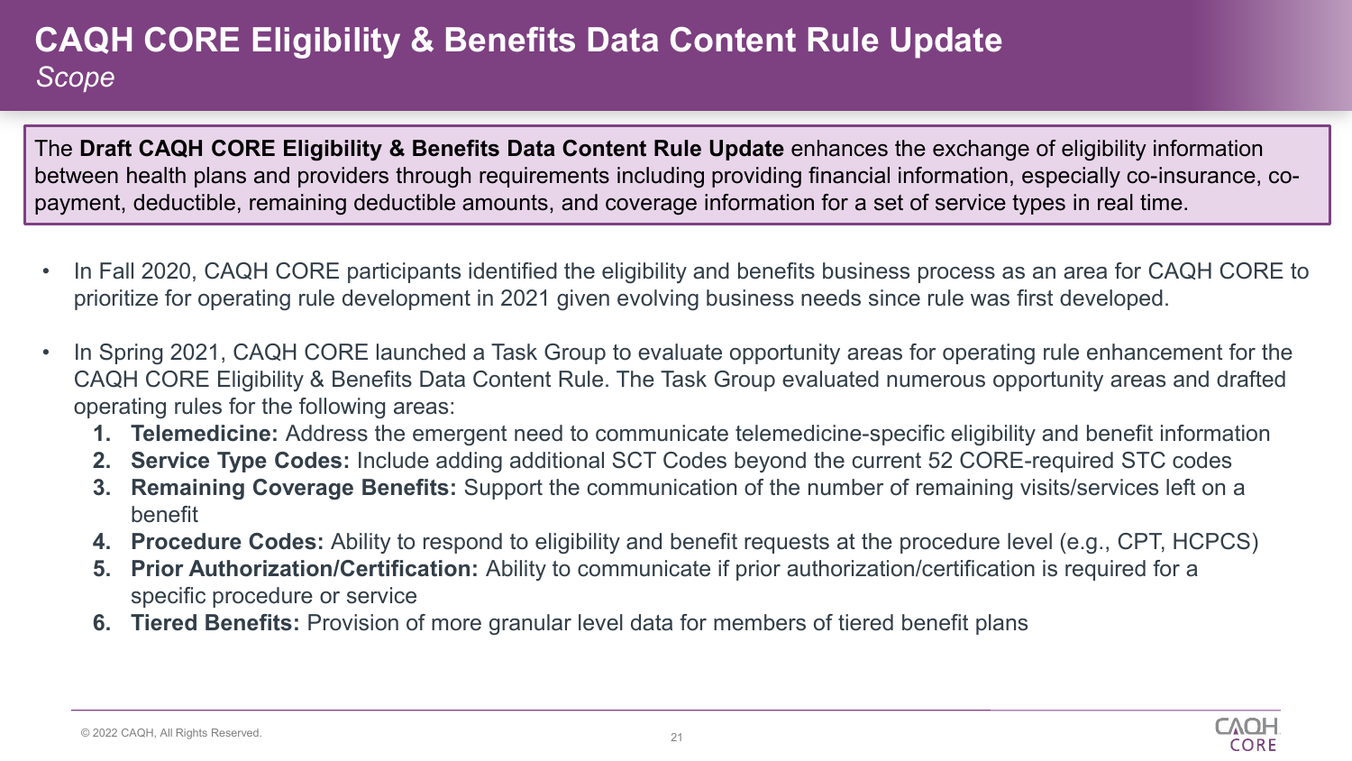# CAQH CORE Eligibility & Benefits Data Content Rule Update

*Scope*

The **Draft CAQH CORE Eligibility & Benefits Data Content Rule Update** enhances the exchange of eligibility information between health plans and providers through requirements including providing financial information, especially co-insurance, co-payment, deductible, remaining deductible amounts, and coverage information for a set of service types in real time.

- In Fall 2020, CAQH CORE participants identified the eligibility and benefits business process as an area for CAQH CORE to prioritize for operating rule development in 2021 given evolving business needs since rule was first developed.
- In Spring 2021, CAQH CORE launched a Task Group to evaluate opportunity areas for operating rule enhancement for the CAQH CORE Eligibility & Benefits Data Content Rule. The Task Group evaluated numerous opportunity areas and drafted operating rules for the following areas:
  1. **Telemedicine:** Address the emergent need to communicate telemedicine-specific eligibility and benefit information
  2. **Service Type Codes:** Include adding additional SCT Codes beyond the current 52 CORE-required STC codes
  3. **Remaining Coverage Benefits:** Support the communication of the number of remaining visits/services left on a benefit
  4. **Procedure Codes:** Ability to respond to eligibility and benefit requests at the procedure level (e.g., CPT, HCPCS)
  5. **Prior Authorization/Certification:** Ability to communicate if prior authorization/certification is required for a specific procedure or service
  6. **Tiered Benefits:** Provision of more granular level data for members of tiered benefit plans

© 2022 CAQH, All Rights Reserved.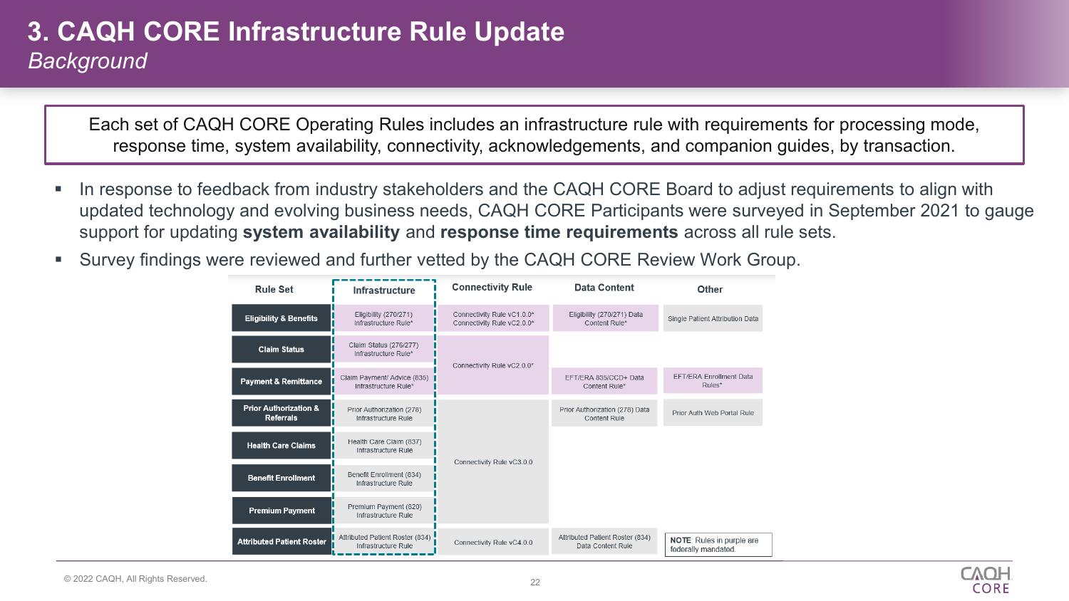# 3. CAQH CORE Infrastructure Rule Update

*Background*

Each set of CAQH CORE Operating Rules includes an infrastructure rule with requirements for processing mode, response time, system availability, connectivity, acknowledgements, and companion guides, by transaction.

- In response to feedback from industry stakeholders and the CAQH CORE Board to adjust requirements to align with updated technology and evolving business needs, CAQH CORE Participants were surveyed in September 2021 to gauge support for updating **system availability** and **response time requirements** across all rule sets.
- Survey findings were reviewed and further vetted by the CAQH CORE Review Work Group.

| Rule Set | Infrastructure | Connectivity Rule | Data Content | Other |
|---|---|---|---|---|
| Eligibility & Benefits | Eligibility (270/271) Infrastructure Rule* | Connectivity Rule vC1.0.0* Connectivity Rule vC2.0.0* | Eligibility (270/271) Data Content Rule* | Single Patient Attribution Data |
| Claim Status | Claim Status (276/277) Infrastructure Rule* | Connectivity Rule vC2.0.0* | | |
| Payment & Remittance | Claim Payment/ Advice (835) Infrastructure Rule* | Connectivity Rule vC2.0.0* | EFT/ERA 835/CCD+ Data Content Rule* | EFT/ERA Enrollment Data Rules* |
| Prior Authorization & Referrals | Prior Authorization (278) Infrastructure Rule | Connectivity Rule vC3.0.0 | Prior Authorization (278) Data Content Rule | Prior Auth Web Portal Rule |
| Health Care Claims | Health Care Claim (837) Infrastructure Rule | Connectivity Rule vC3.0.0 | | |
| Benefit Enrollment | Benefit Enrollment (834) Infrastructure Rule | Connectivity Rule vC3.0.0 | | |
| Premium Payment | Premium Payment (820) Infrastructure Rule | Connectivity Rule vC3.0.0 | | |
| Attributed Patient Roster | Attributed Patient Roster (834) Infrastructure Rule | Connectivity Rule vC4.0.0 | Attributed Patient Roster (834) Data Content Rule | |

**NOTE**: Rules in purple are federally mandated.

© 2022 CAQH, All Rights Reserved.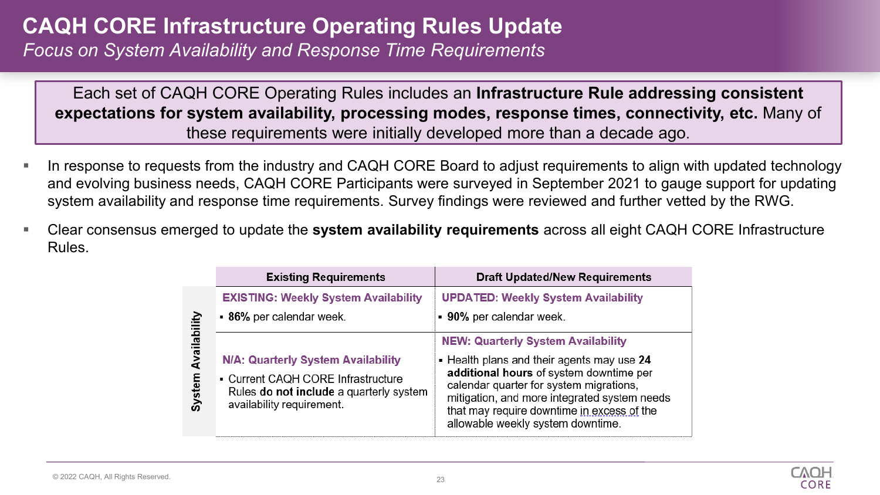# CAQH CORE Infrastructure Operating Rules Update

*Focus on System Availability and Response Time Requirements*

Each set of CAQH CORE Operating Rules includes an **Infrastructure Rule addressing consistent expectations for system availability, processing modes, response times, connectivity, etc.** Many of these requirements were initially developed more than a decade ago.

- In response to requests from the industry and CAQH CORE Board to adjust requirements to align with updated technology and evolving business needs, CAQH CORE Participants were surveyed in September 2021 to gauge support for updating system availability and response time requirements. Survey findings were reviewed and further vetted by the RWG.
- Clear consensus emerged to update the **system availability requirements** across all eight CAQH CORE Infrastructure Rules.

| | Existing Requirements | Draft Updated/New Requirements |
|---|---|---|
| **System Availability** | **EXISTING: Weekly System Availability**<br>▪ **86%** per calendar week. | **UPDATED: Weekly System Availability**<br>▪ **90%** per calendar week. |
| | **N/A: Quarterly System Availability**<br>▪ Current CAQH CORE Infrastructure Rules **do not include** a quarterly system availability requirement. | **NEW: Quarterly System Availability**<br>▪ Health plans and their agents may use **24 additional hours** of system downtime per calendar quarter for system migrations, mitigation, and more integrated system needs that may require downtime in excess of the allowable weekly system downtime. |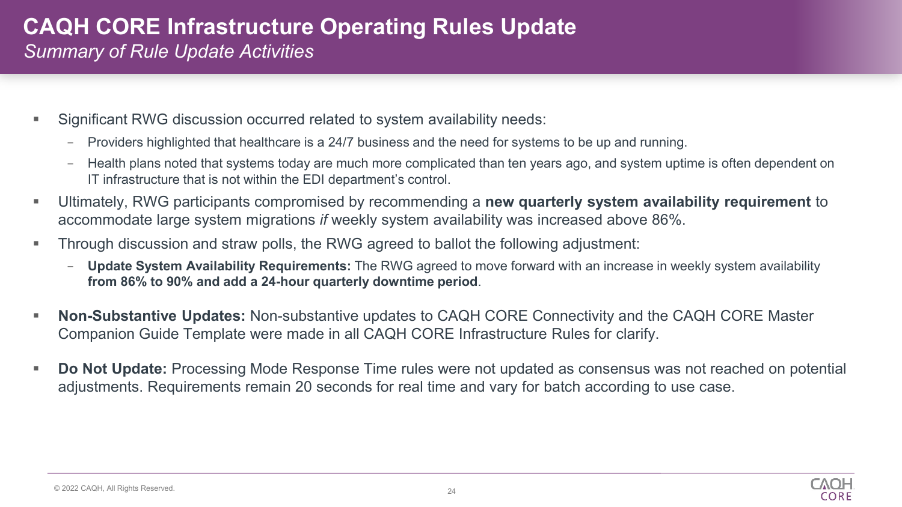# CAQH CORE Infrastructure Operating Rules Update

*Summary of Rule Update Activities*

- Significant RWG discussion occurred related to system availability needs:
  - Providers highlighted that healthcare is a 24/7 business and the need for systems to be up and running.
  - Health plans noted that systems today are much more complicated than ten years ago, and system uptime is often dependent on IT infrastructure that is not within the EDI department's control.
- Ultimately, RWG participants compromised by recommending a **new quarterly system availability requirement** to accommodate large system migrations *if* weekly system availability was increased above 86%.
- Through discussion and straw polls, the RWG agreed to ballot the following adjustment:
  - **Update System Availability Requirements:** The RWG agreed to move forward with an increase in weekly system availability **from 86% to 90% and add a 24-hour quarterly downtime period**.
- **Non-Substantive Updates:** Non-substantive updates to CAQH CORE Connectivity and the CAQH CORE Master Companion Guide Template were made in all CAQH CORE Infrastructure Rules for clarify.
- **Do Not Update:** Processing Mode Response Time rules were not updated as consensus was not reached on potential adjustments. Requirements remain 20 seconds for real time and vary for batch according to use case.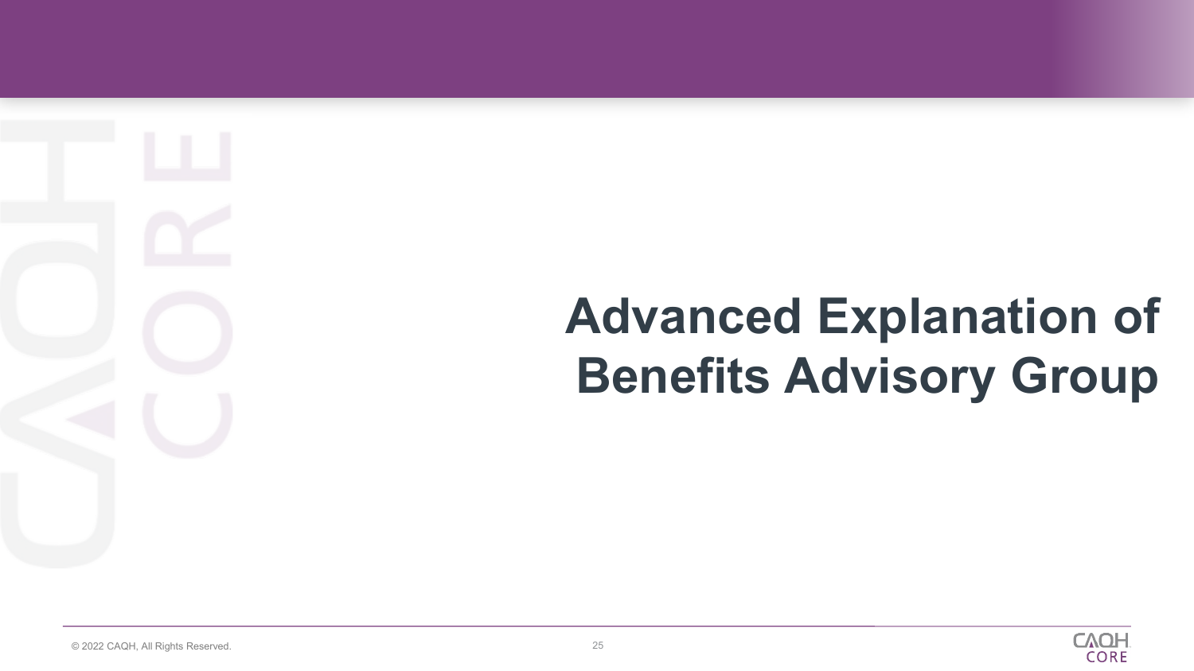# Advanced Explanation of Benefits Advisory Group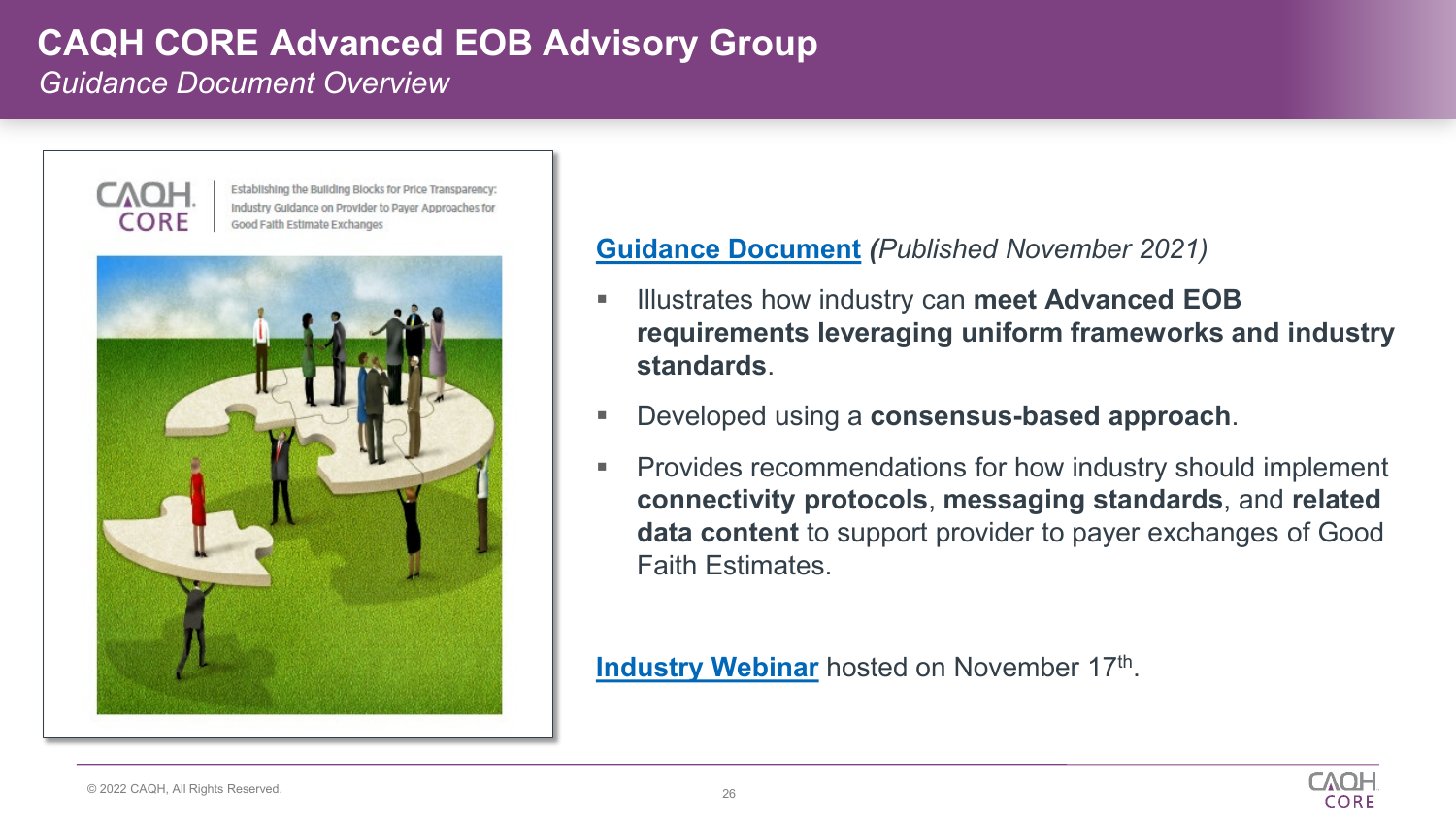# CAQH CORE Advanced EOB Advisory Group

*Guidance Document Overview*

CAQH CORE

Establishing the Building Blocks for Price Transparency: Industry Guidance on Provider to Payer Approaches for Good Faith Estimate Exchanges

**Guidance Document** *(Published November 2021)*

- Illustrates how industry can **meet Advanced EOB requirements leveraging uniform frameworks and industry standards**.
- Developed using a **consensus-based approach**.
- Provides recommendations for how industry should implement **connectivity protocols**, **messaging standards**, and **related data content** to support provider to payer exchanges of Good Faith Estimates.

**Industry Webinar** hosted on November 17th.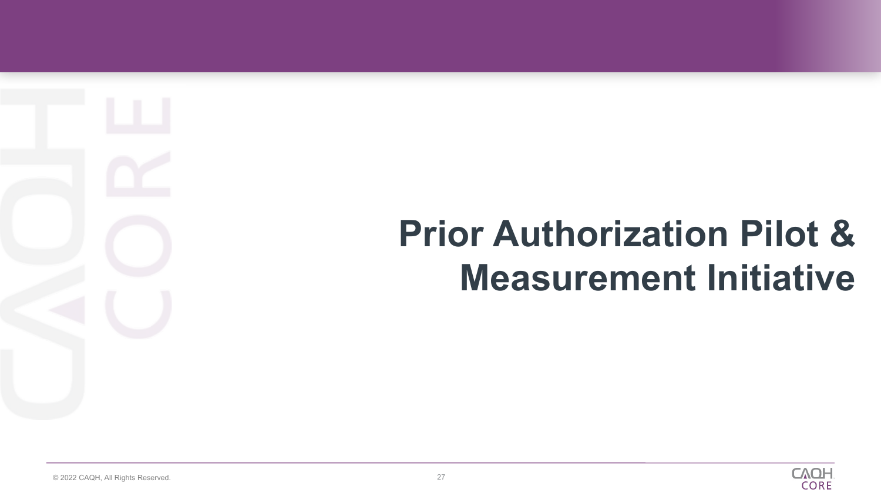# Prior Authorization Pilot & Measurement Initiative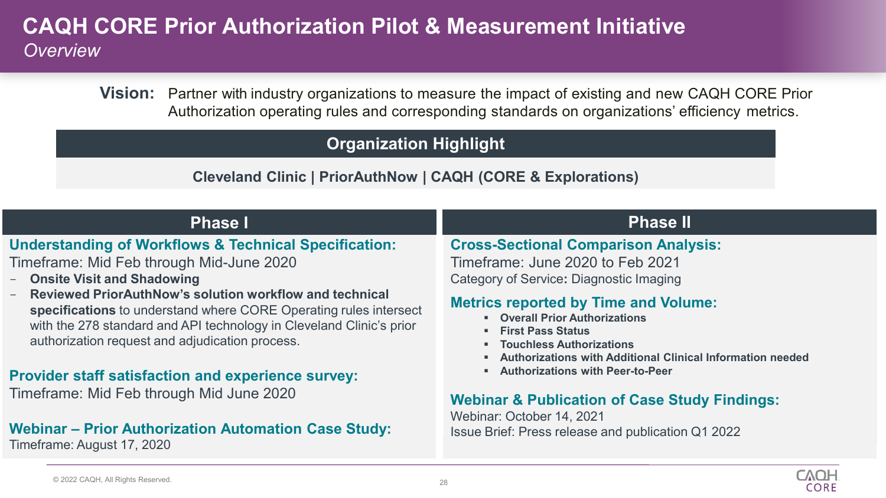# CAQH CORE Prior Authorization Pilot & Measurement Initiative

*Overview*

**Vision:** Partner with industry organizations to measure the impact of existing and new CAQH CORE Prior Authorization operating rules and corresponding standards on organizations' efficiency metrics.

## Organization Highlight

**Cleveland Clinic | PriorAuthNow | CAQH (CORE & Explorations)**

## Phase I

### Understanding of Workflows & Technical Specification:

Timeframe: Mid Feb through Mid-June 2020

- **Onsite Visit and Shadowing**
- **Reviewed PriorAuthNow's solution workflow and technical specifications** to understand where CORE Operating rules intersect with the 278 standard and API technology in Cleveland Clinic's prior authorization request and adjudication process.

### Provider staff satisfaction and experience survey:

Timeframe: Mid Feb through Mid June 2020

### Webinar – Prior Authorization Automation Case Study:

Timeframe: August 17, 2020

## Phase II

### Cross-Sectional Comparison Analysis:

Timeframe: June 2020 to Feb 2021

Category of Service**:** Diagnostic Imaging

### Metrics reported by Time and Volume:

- **Overall Prior Authorizations**
- **First Pass Status**
- **Touchless Authorizations**
- **Authorizations with Additional Clinical Information needed**
- **Authorizations with Peer-to-Peer**

### Webinar & Publication of Case Study Findings:

Webinar: October 14, 2021

Issue Brief: Press release and publication Q1 2022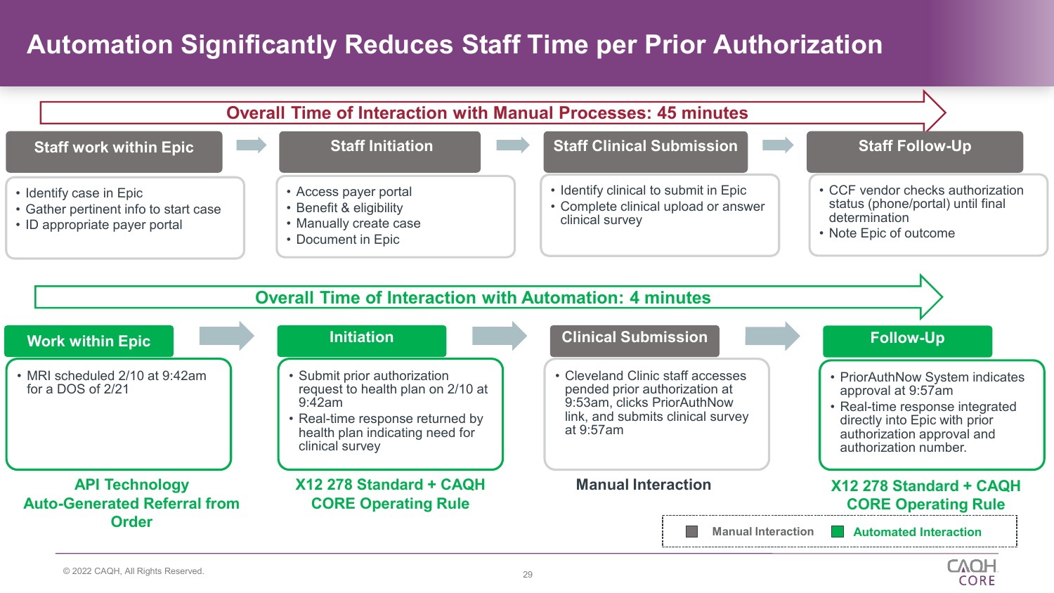# Automation Significantly Reduces Staff Time per Prior Authorization

## Overall Time of Interaction with Manual Processes: 45 minutes

**Staff work within Epic**

- Identify case in Epic
- Gather pertinent info to start case
- ID appropriate payer portal

**Staff Initiation**

- Access payer portal
- Benefit & eligibility
- Manually create case
- Document in Epic

**Staff Clinical Submission**

- Identify clinical to submit in Epic
- Complete clinical upload or answer clinical survey

**Staff Follow-Up**

- CCF vendor checks authorization status (phone/portal) until final determination
- Note Epic of outcome

## Overall Time of Interaction with Automation: 4 minutes

**Work within Epic**

- MRI scheduled 2/10 at 9:42am for a DOS of 2/21

*API Technology Auto-Generated Referral from Order*

**Initiation**

- Submit prior authorization request to health plan on 2/10 at 9:42am
- Real-time response returned by health plan indicating need for clinical survey

*X12 278 Standard + CAQH CORE Operating Rule*

**Clinical Submission**

- Cleveland Clinic staff accesses pended prior authorization at 9:53am, clicks PriorAuthNow link, and submits clinical survey at 9:57am

*Manual Interaction*

**Follow-Up**

- PriorAuthNow System indicates approval at 9:57am
- Real-time response integrated directly into Epic with prior authorization approval and authorization number.

*X12 278 Standard + CAQH CORE Operating Rule*

Legend: Manual Interaction | Automated Interaction

© 2022 CAQH, All Rights Reserved.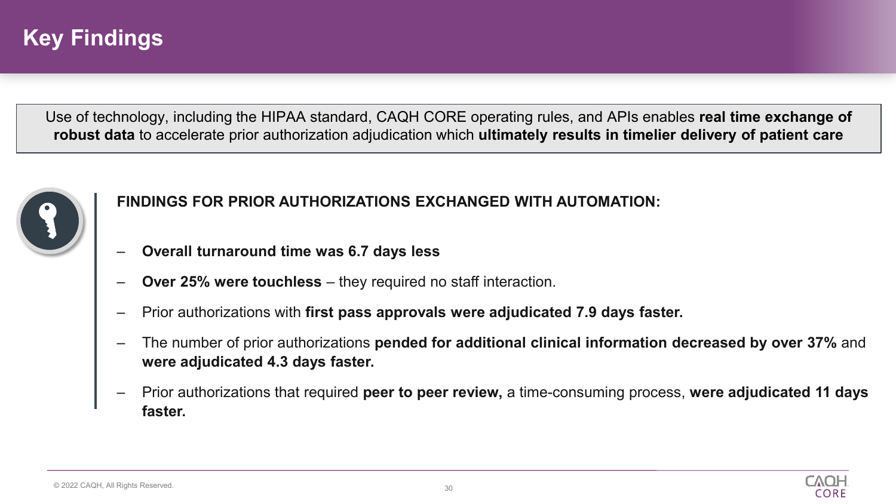# Key Findings

Use of technology, including the HIPAA standard, CAQH CORE operating rules, and APIs enables **real time exchange of robust data** to accelerate prior authorization adjudication which **ultimately results in timelier delivery of patient care**

**FINDINGS FOR PRIOR AUTHORIZATIONS EXCHANGED WITH AUTOMATION:**

- **Overall turnaround time was 6.7 days less**
- **Over 25% were touchless** – they required no staff interaction.
- Prior authorizations with **first pass approvals were adjudicated 7.9 days faster.**
- The number of prior authorizations **pended for additional clinical information decreased by over 37%** and **were adjudicated 4.3 days faster.**
- Prior authorizations that required **peer to peer review,** a time-consuming process, **were adjudicated 11 days faster.**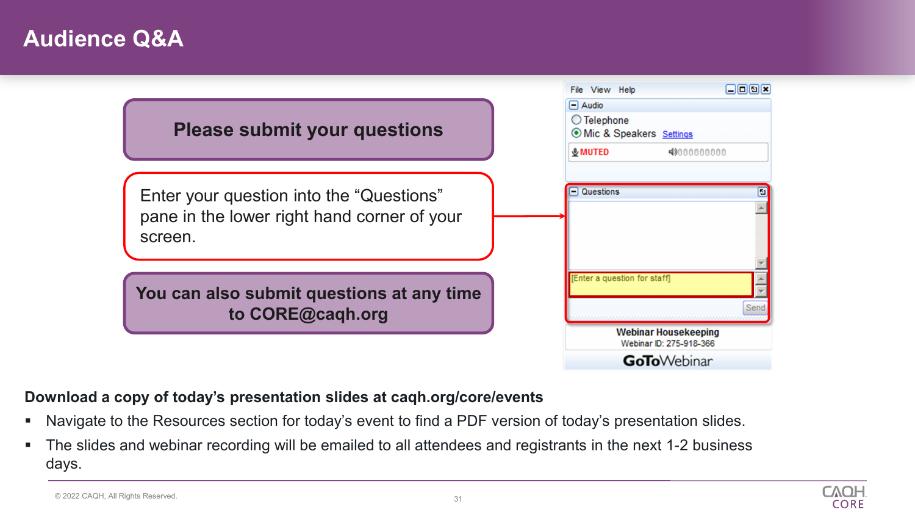# Audience Q&A

**Please submit your questions**

Enter your question into the "Questions" pane in the lower right hand corner of your screen.

**You can also submit questions at any time to CORE@caqh.org**

File View Help

Audio

Telephone

Mic & Speakers Settings

MUTED

Questions

[Enter a question for staff]

Send

Webinar Housekeeping

Webinar ID: 275-918-366

GoToWebinar

**Download a copy of today's presentation slides at caqh.org/core/events**

- Navigate to the Resources section for today's event to find a PDF version of today's presentation slides.
- The slides and webinar recording will be emailed to all attendees and registrants in the next 1-2 business days.

© 2022 CAQH, All Rights Reserved.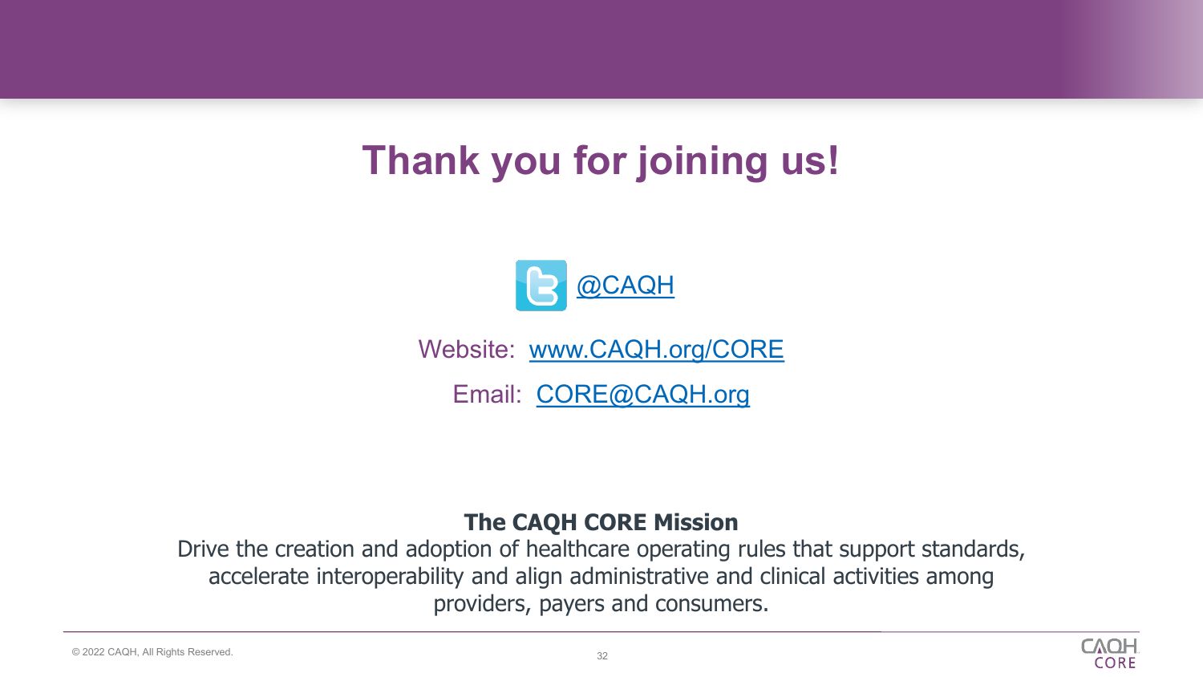# Thank you for joining us!

@CAQH

Website: www.CAQH.org/CORE

Email: CORE@CAQH.org

**The CAQH CORE Mission**

Drive the creation and adoption of healthcare operating rules that support standards, accelerate interoperability and align administrative and clinical activities among providers, payers and consumers.

© 2022 CAQH, All Rights Reserved.